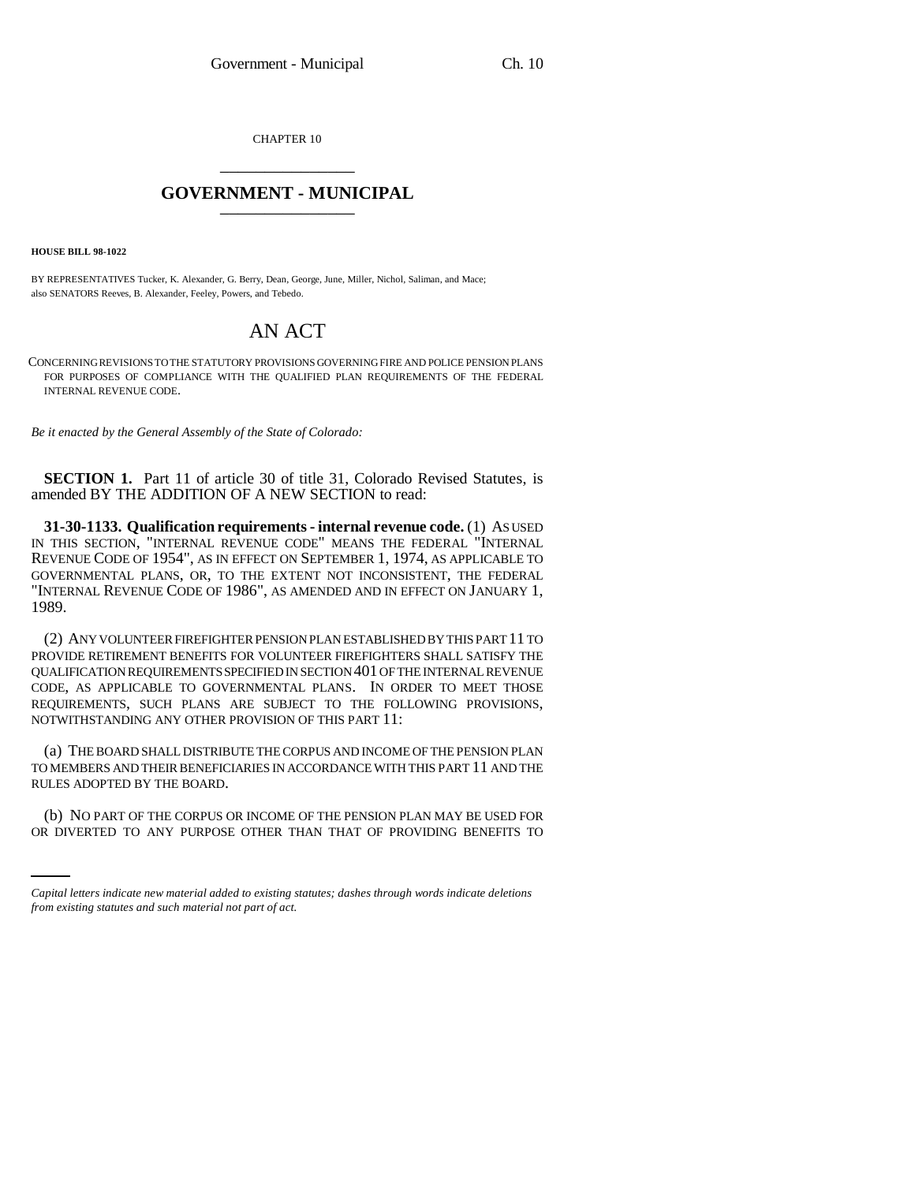CHAPTER 10

# GOVERNMENT - MUNICIPAL

**HOUSE BILL 98-1022**

BY REPRESENTATIVES Tucker, K. Alexander, G. Berry, Dean, George, June, Miller, Nichol, Saliman, and Mace; also SENATORS Reeves, B. Alexander, Feeley, Powers, and Tebedo.

# AN ACT

CONCERNING REVISIONS TO THE STATUTORY PROVISIONS GOVERNING FIRE AND POLICE PENSION PLANS FOR PURPOSES OF COMPLIANCE WITH THE QUALIFIED PLAN REQUIREMENTS OF THE FEDERAL INTERNAL REVENUE CODE.

*Be it enacted by the General Assembly of the State of Colorado:*

**SECTION 1.** Part 11 of article 30 of title 31, Colorado Revised Statutes, is amended BY THE ADDITION OF A NEW SECTION to read:

**31-30-1133. Qualification requirements - internal revenue code.** (1) AS USED IN THIS SECTION, "INTERNAL REVENUE CODE" MEANS THE FEDERAL "INTERNAL REVENUE CODE OF 1954", AS IN EFFECT ON SEPTEMBER 1, 1974, AS APPLICABLE TO GOVERNMENTAL PLANS, OR, TO THE EXTENT NOT INCONSISTENT, THE FEDERAL "INTERNAL REVENUE CODE OF 1986", AS AMENDED AND IN EFFECT ON JANUARY 1, 1989.

(2) ANY VOLUNTEER FIREFIGHTER PENSION PLAN ESTABLISHED BY THIS PART 11 TO PROVIDE RETIREMENT BENEFITS FOR VOLUNTEER FIREFIGHTERS SHALL SATISFY THE QUALIFICATION REQUIREMENTS SPECIFIED IN SECTION 401 OF THE INTERNAL REVENUE CODE, AS APPLICABLE TO GOVERNMENTAL PLANS. IN ORDER TO MEET THOSE REQUIREMENTS, SUCH PLANS ARE SUBJECT TO THE FOLLOWING PROVISIONS, NOTWITHSTANDING ANY OTHER PROVISION OF THIS PART 11:

(a) THE BOARD SHALL DISTRIBUTE THE CORPUS AND INCOME OF THE PENSION PLAN TO MEMBERS AND THEIR BENEFICIARIES IN ACCORDANCE WITH THIS PART 11 AND THE RULES ADOPTED BY THE BOARD.

(b) NO PART OF THE CORPUS OR INCOME OF THE PENSION PLAN MAY BE USED FOR OR DIVERTED TO ANY PURPOSE OTHER THAN THAT OF PROVIDING BENEFITS TO

*Capital letters indicate new material added to existing statutes; dashes through words indicate deletions from existing statutes and such material not part of act.*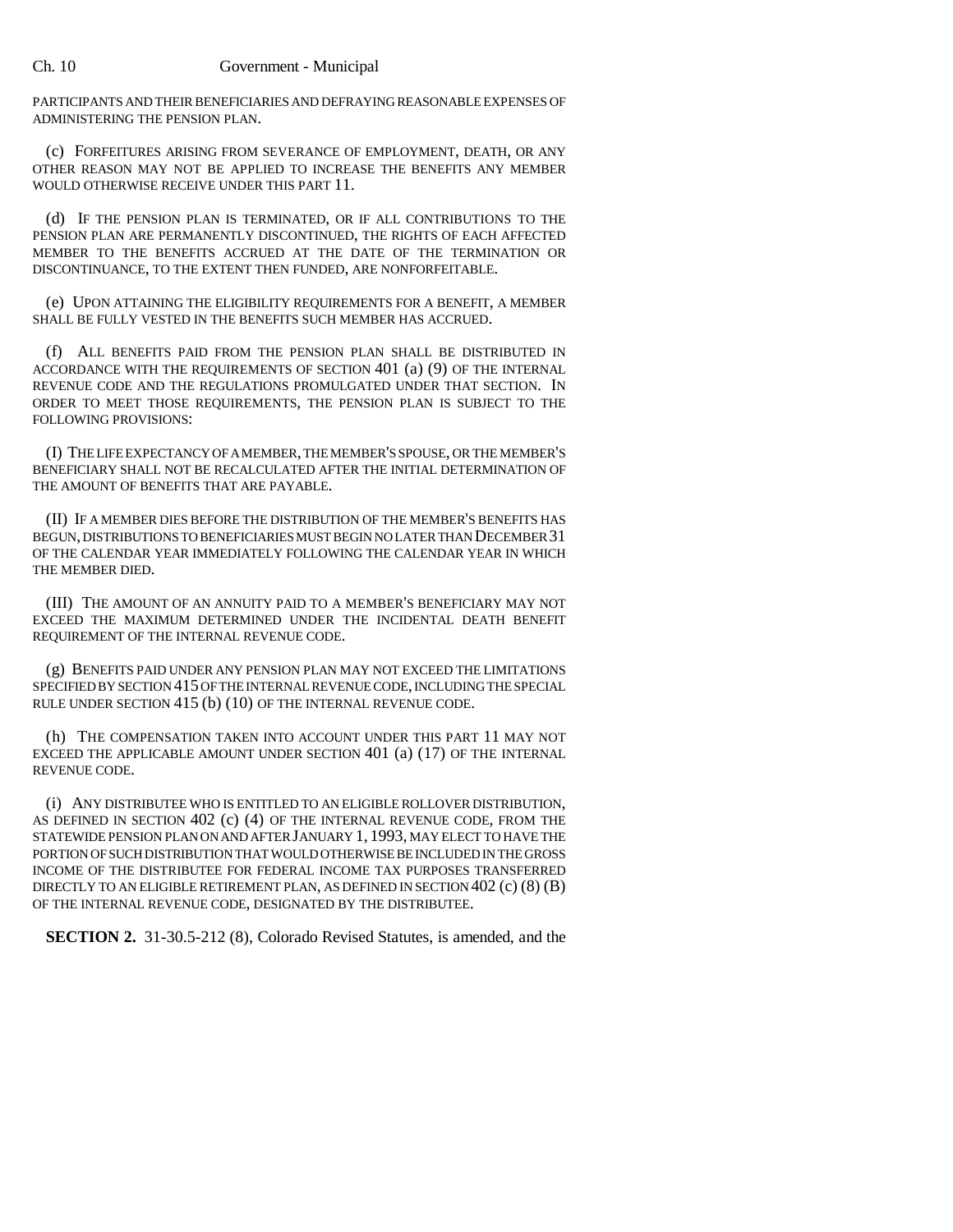PARTICIPANTS AND THEIR BENEFICIARIES AND DEFRAYING REASONABLE EXPENSES OF ADMINISTERING THE PENSION PLAN.

(c) FORFEITURES ARISING FROM SEVERANCE OF EMPLOYMENT, DEATH, OR ANY OTHER REASON MAY NOT BE APPLIED TO INCREASE THE BENEFITS ANY MEMBER WOULD OTHERWISE RECEIVE UNDER THIS PART 11.

(d) IF THE PENSION PLAN IS TERMINATED, OR IF ALL CONTRIBUTIONS TO THE PENSION PLAN ARE PERMANENTLY DISCONTINUED, THE RIGHTS OF EACH AFFECTED MEMBER TO THE BENEFITS ACCRUED AT THE DATE OF THE TERMINATION OR DISCONTINUANCE, TO THE EXTENT THEN FUNDED, ARE NONFORFEITABLE.

(e) UPON ATTAINING THE ELIGIBILITY REQUIREMENTS FOR A BENEFIT, A MEMBER SHALL BE FULLY VESTED IN THE BENEFITS SUCH MEMBER HAS ACCRUED.

(f) ALL BENEFITS PAID FROM THE PENSION PLAN SHALL BE DISTRIBUTED IN ACCORDANCE WITH THE REQUIREMENTS OF SECTION 401 (a) (9) OF THE INTERNAL REVENUE CODE AND THE REGULATIONS PROMULGATED UNDER THAT SECTION. IN ORDER TO MEET THOSE REQUIREMENTS, THE PENSION PLAN IS SUBJECT TO THE FOLLOWING PROVISIONS:

(I) THE LIFE EXPECTANCY OF A MEMBER, THE MEMBER'S SPOUSE, OR THE MEMBER'S BENEFICIARY SHALL NOT BE RECALCULATED AFTER THE INITIAL DETERMINATION OF THE AMOUNT OF BENEFITS THAT ARE PAYABLE.

(II) IF A MEMBER DIES BEFORE THE DISTRIBUTION OF THE MEMBER'S BENEFITS HAS BEGUN, DISTRIBUTIONS TO BENEFICIARIES MUST BEGIN NO LATER THAN DECEMBER 31 OF THE CALENDAR YEAR IMMEDIATELY FOLLOWING THE CALENDAR YEAR IN WHICH THE MEMBER DIED.

(III) THE AMOUNT OF AN ANNUITY PAID TO A MEMBER'S BENEFICIARY MAY NOT EXCEED THE MAXIMUM DETERMINED UNDER THE INCIDENTAL DEATH BENEFIT REQUIREMENT OF THE INTERNAL REVENUE CODE.

(g) BENEFITS PAID UNDER ANY PENSION PLAN MAY NOT EXCEED THE LIMITATIONS SPECIFIED BY SECTION 415 OF THE INTERNAL REVENUE CODE, INCLUDING THE SPECIAL RULE UNDER SECTION 415 (b) (10) OF THE INTERNAL REVENUE CODE.

(h) THE COMPENSATION TAKEN INTO ACCOUNT UNDER THIS PART 11 MAY NOT EXCEED THE APPLICABLE AMOUNT UNDER SECTION 401 (a) (17) OF THE INTERNAL REVENUE CODE.

(i) ANY DISTRIBUTEE WHO IS ENTITLED TO AN ELIGIBLE ROLLOVER DISTRIBUTION, AS DEFINED IN SECTION 402 (c) (4) OF THE INTERNAL REVENUE CODE, FROM THE STATEWIDE PENSION PLAN ON AND AFTER JANUARY 1, 1993, MAY ELECT TO HAVE THE PORTION OF SUCH DISTRIBUTION THAT WOULD OTHERWISE BE INCLUDED IN THE GROSS INCOME OF THE DISTRIBUTEE FOR FEDERAL INCOME TAX PURPOSES TRANSFERRED DIRECTLY TO AN ELIGIBLE RETIREMENT PLAN, AS DEFINED IN SECTION 402 (c) (8) (B) OF THE INTERNAL REVENUE CODE, DESIGNATED BY THE DISTRIBUTEE.

**SECTION 2.** 31-30.5-212 (8), Colorado Revised Statutes, is amended, and the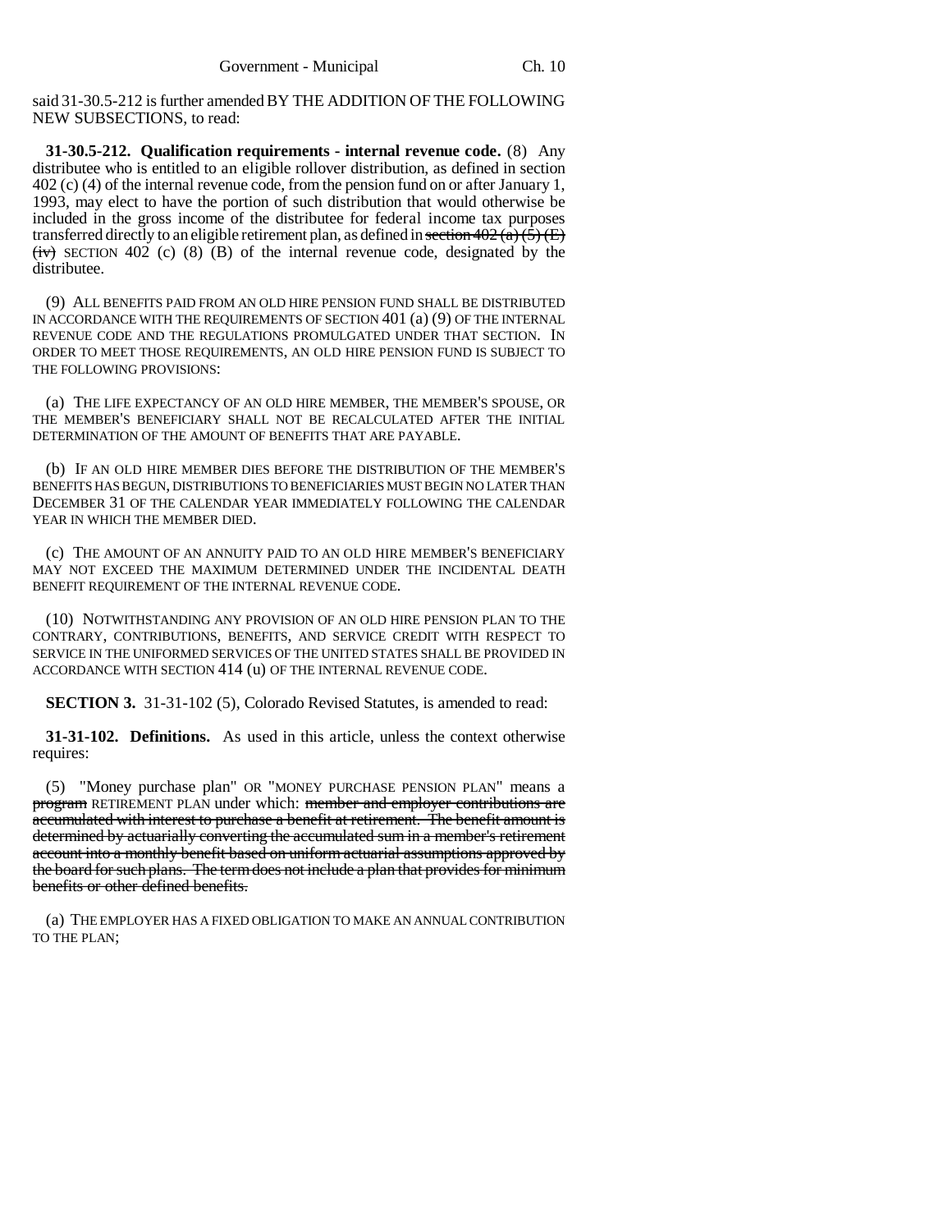said 31-30.5-212 is further amended BY THE ADDITION OF THE FOLLOWING NEW SUBSECTIONS, to read:

**31-30.5-212. Qualification requirements - internal revenue code.** (8) Any distributee who is entitled to an eligible rollover distribution, as defined in section 402 (c) (4) of the internal revenue code, from the pension fund on or after January 1, 1993, may elect to have the portion of such distribution that would otherwise be included in the gross income of the distributee for federal income tax purposes transferred directly to an eligible retirement plan, as defined in ~~section 402 (a) (5) (E) (iv)~~ SECTION 402 (c) (8) (B) of the internal revenue code, designated by the distributee.

(9) ALL BENEFITS PAID FROM AN OLD HIRE PENSION FUND SHALL BE DISTRIBUTED IN ACCORDANCE WITH THE REQUIREMENTS OF SECTION 401 (a) (9) OF THE INTERNAL REVENUE CODE AND THE REGULATIONS PROMULGATED UNDER THAT SECTION. IN ORDER TO MEET THOSE REQUIREMENTS, AN OLD HIRE PENSION FUND IS SUBJECT TO THE FOLLOWING PROVISIONS:

(a) THE LIFE EXPECTANCY OF AN OLD HIRE MEMBER, THE MEMBER'S SPOUSE, OR THE MEMBER'S BENEFICIARY SHALL NOT BE RECALCULATED AFTER THE INITIAL DETERMINATION OF THE AMOUNT OF BENEFITS THAT ARE PAYABLE.

(b) IF AN OLD HIRE MEMBER DIES BEFORE THE DISTRIBUTION OF THE MEMBER'S BENEFITS HAS BEGUN, DISTRIBUTIONS TO BENEFICIARIES MUST BEGIN NO LATER THAN DECEMBER 31 OF THE CALENDAR YEAR IMMEDIATELY FOLLOWING THE CALENDAR YEAR IN WHICH THE MEMBER DIED.

(c) THE AMOUNT OF AN ANNUITY PAID TO AN OLD HIRE MEMBER'S BENEFICIARY MAY NOT EXCEED THE MAXIMUM DETERMINED UNDER THE INCIDENTAL DEATH BENEFIT REQUIREMENT OF THE INTERNAL REVENUE CODE.

(10) NOTWITHSTANDING ANY PROVISION OF AN OLD HIRE PENSION PLAN TO THE CONTRARY, CONTRIBUTIONS, BENEFITS, AND SERVICE CREDIT WITH RESPECT TO SERVICE IN THE UNIFORMED SERVICES OF THE UNITED STATES SHALL BE PROVIDED IN ACCORDANCE WITH SECTION 414 (u) OF THE INTERNAL REVENUE CODE.

**SECTION 3.** 31-31-102 (5), Colorado Revised Statutes, is amended to read:

**31-31-102. Definitions.** As used in this article, unless the context otherwise requires:

(5) "Money purchase plan" OR "MONEY PURCHASE PENSION PLAN" means a ~~program~~ RETIREMENT PLAN under which: ~~member and employer contributions are accumulated with interest to purchase a benefit at retirement. The benefit amount is determined by actuarially converting the accumulated sum in a member's retirement account into a monthly benefit based on uniform actuarial assumptions approved by the board for such plans. The term does not include a plan that provides for minimum benefits or other defined benefits.~~

(a) THE EMPLOYER HAS A FIXED OBLIGATION TO MAKE AN ANNUAL CONTRIBUTION TO THE PLAN;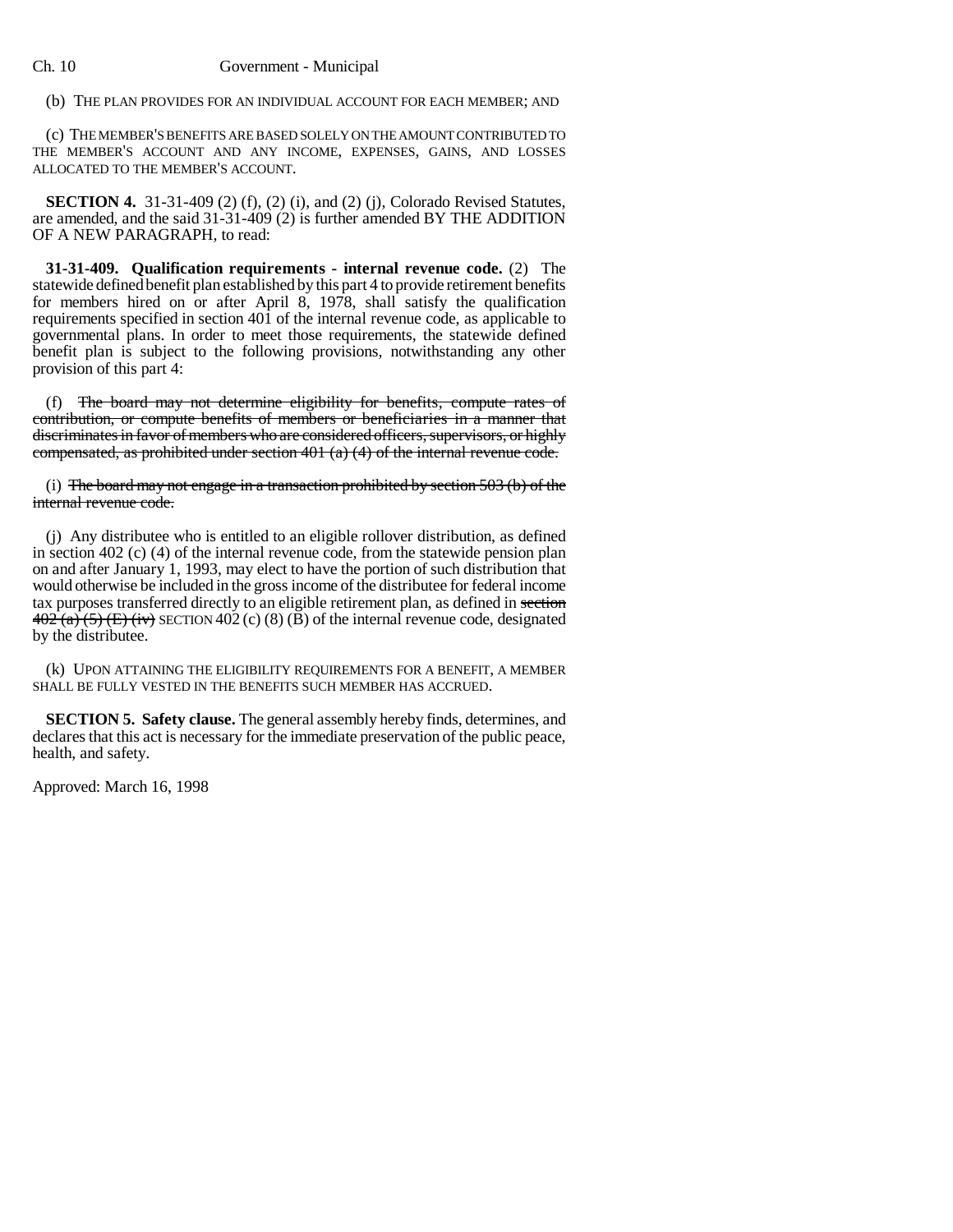(b) THE PLAN PROVIDES FOR AN INDIVIDUAL ACCOUNT FOR EACH MEMBER; AND

(c) THE MEMBER'S BENEFITS ARE BASED SOLELY ON THE AMOUNT CONTRIBUTED TO THE MEMBER'S ACCOUNT AND ANY INCOME, EXPENSES, GAINS, AND LOSSES ALLOCATED TO THE MEMBER'S ACCOUNT.

**SECTION 4.** 31-31-409 (2) (f), (2) (i), and (2) (j), Colorado Revised Statutes, are amended, and the said 31-31-409 (2) is further amended BY THE ADDITION OF A NEW PARAGRAPH, to read:

**31-31-409. Qualification requirements - internal revenue code.** (2) The statewide defined benefit plan established by this part 4 to provide retirement benefits for members hired on or after April 8, 1978, shall satisfy the qualification requirements specified in section 401 of the internal revenue code, as applicable to governmental plans. In order to meet those requirements, the statewide defined benefit plan is subject to the following provisions, notwithstanding any other provision of this part 4:

(f) ~~The board may not determine eligibility for benefits, compute rates of contribution, or compute benefits of members or beneficiaries in a manner that discriminates in favor of members who are considered officers, supervisors, or highly compensated, as prohibited under section 401 (a) (4) of the internal revenue code.~~

(i) ~~The board may not engage in a transaction prohibited by section 503 (b) of the internal revenue code.~~

(j) Any distributee who is entitled to an eligible rollover distribution, as defined in section 402 (c) (4) of the internal revenue code, from the statewide pension plan on and after January 1, 1993, may elect to have the portion of such distribution that would otherwise be included in the gross income of the distributee for federal income tax purposes transferred directly to an eligible retirement plan, as defined in ~~section 402 (a) (5) (E) (iv)~~ SECTION 402 (c) (8) (B) of the internal revenue code, designated by the distributee.

(k) UPON ATTAINING THE ELIGIBILITY REQUIREMENTS FOR A BENEFIT, A MEMBER SHALL BE FULLY VESTED IN THE BENEFITS SUCH MEMBER HAS ACCRUED.

**SECTION 5. Safety clause.** The general assembly hereby finds, determines, and declares that this act is necessary for the immediate preservation of the public peace, health, and safety.

Approved: March 16, 1998